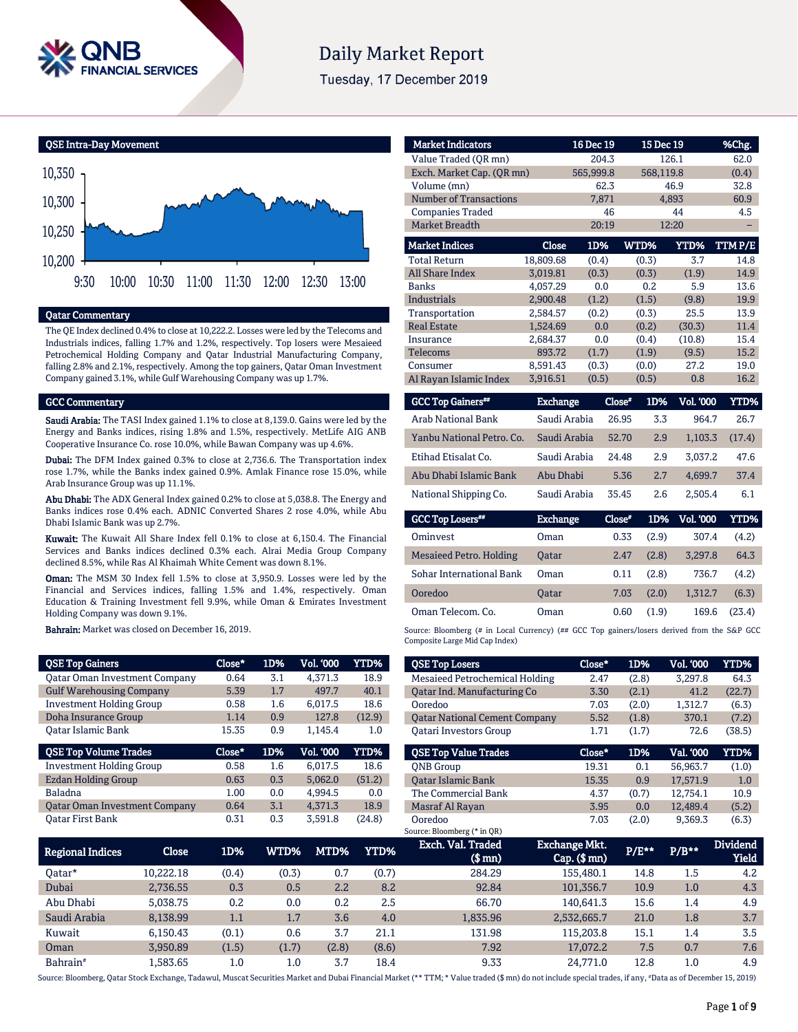# Daily Market Report

Tuesday, 17 December 2019

## QSE Intra-Day Movement

## Qatar Commentary

The QE Index declined 0.4% to close at 10,222.2. Losses were led by the Telecoms and Industrials indices, falling 1.7% and 1.2%, respectively. Top losers were Mesaieed Petrochemical Holding Company and Qatar Industrial Manufacturing Company, falling 2.8% and 2.1%, respectively. Among the top gainers, Qatar Oman Investment Company gained 3.1%, while Gulf Warehousing Company was up 1.7%.

## GCC Commentary

**Saudi Arabia:** The TASI Index gained 1.1% to close at 8,139.0. Gains were led by the Energy and Banks indices, rising 1.8% and 1.5%, respectively. MetLife AIG ANB Cooperative Insurance Co. rose 10.0%, while Bawan Company was up 4.6%.

**Dubai:** The DFM Index gained 0.3% to close at 2,736.6. The Transportation index rose 1.7%, while the Banks index gained 0.9%. Amlak Finance rose 15.0%, while Arab Insurance Group was up 11.1%.

**Abu Dhabi:** The ADX General Index gained 0.2% to close at 5,038.8. The Energy and Banks indices rose 0.4% each. ADNIC Converted Shares 2 rose 4.0%, while Abu Dhabi Islamic Bank was up 2.7%.

**Kuwait:** The Kuwait All Share Index fell 0.1% to close at 6,150.4. The Financial Services and Banks indices declined 0.3% each. Alrai Media Group Company declined 8.5%, while Ras Al Khaimah White Cement was down 8.1%.

**Oman:** The MSM 30 Index fell 1.5% to close at 3,950.9. Losses were led by the Financial and Services indices, falling 1.5% and 1.4%, respectively. Oman Education & Training Investment fell 9.9%, while Oman & Emirates Investment Holding Company was down 9.1%.

**Bahrain:** Market was closed on December 16, 2019.

| Market Indicators | 16 Dec 19 | 15 Dec 19 | %Chg. |
|---|---|---|---|
| Value Traded (QR mn) | 204.3 | 126.1 | 62.0 |
| Exch. Market Cap. (QR mn) | 565,999.8 | 568,119.8 | (0.4) |
| Volume (mn) | 62.3 | 46.9 | 32.8 |
| Number of Transactions | 7,871 | 4,893 | 60.9 |
| Companies Traded | 46 | 44 | 4.5 |
| Market Breadth | 20:19 | 12:20 | – |

| Market Indices | Close | 1D% | WTD% | YTD% | TTM P/E |
|---|---|---|---|---|---|
| Total Return | 18,809.68 | (0.4) | (0.3) | 3.7 | 14.8 |
| All Share Index | 3,019.81 | (0.3) | (0.3) | (1.9) | 14.9 |
| Banks | 4,057.29 | 0.0 | 0.2 | 5.9 | 13.6 |
| Industrials | 2,900.48 | (1.2) | (1.5) | (9.8) | 19.9 |
| Transportation | 2,584.57 | (0.2) | (0.3) | 25.5 | 13.9 |
| Real Estate | 1,524.69 | 0.0 | (0.2) | (30.3) | 11.4 |
| Insurance | 2,684.37 | 0.0 | (0.4) | (10.8) | 15.4 |
| Telecoms | 893.72 | (1.7) | (1.9) | (9.5) | 15.2 |
| Consumer | 8,591.43 | (0.3) | (0.0) | 27.2 | 19.0 |
| Al Rayan Islamic Index | 3,916.51 | (0.5) | (0.5) | 0.8 | 16.2 |

| GCC Top Gainers## | Exchange | Close# | 1D% | Vol. '000 | YTD% |
|---|---|---|---|---|---|
| Arab National Bank | Saudi Arabia | 26.95 | 3.3 | 964.7 | 26.7 |
| Yanbu National Petro. Co. | Saudi Arabia | 52.70 | 2.9 | 1,103.3 | (17.4) |
| Etihad Etisalat Co. | Saudi Arabia | 24.48 | 2.9 | 3,037.2 | 47.6 |
| Abu Dhabi Islamic Bank | Abu Dhabi | 5.36 | 2.7 | 4,699.7 | 37.4 |
| National Shipping Co. | Saudi Arabia | 35.45 | 2.6 | 2,505.4 | 6.1 |

| GCC Top Losers## | Exchange | Close# | 1D% | Vol. '000 | YTD% |
|---|---|---|---|---|---|
| Ominvest | Oman | 0.33 | (2.9) | 307.4 | (4.2) |
| Mesaieed Petro. Holding | Qatar | 2.47 | (2.8) | 3,297.8 | 64.3 |
| Sohar International Bank | Oman | 0.11 | (2.8) | 736.7 | (4.2) |
| Ooredoo | Qatar | 7.03 | (2.0) | 1,312.7 | (6.3) |
| Oman Telecom. Co. | Oman | 0.60 | (1.9) | 169.6 | (23.4) |

Source: Bloomberg (# in Local Currency) (## GCC Top gainers/losers derived from the S&P GCC Composite Large Mid Cap Index)

| QSE Top Gainers | Close* | 1D% | Vol. '000 | YTD% |
|---|---|---|---|---|
| Qatar Oman Investment Company | 0.64 | 3.1 | 4,371.3 | 18.9 |
| Gulf Warehousing Company | 5.39 | 1.7 | 497.7 | 40.1 |
| Investment Holding Group | 0.58 | 1.6 | 6,017.5 | 18.6 |
| Doha Insurance Group | 1.14 | 0.9 | 127.8 | (12.9) |
| Qatar Islamic Bank | 15.35 | 0.9 | 1,145.4 | 1.0 |

| QSE Top Volume Trades | Close* | 1D% | Vol. '000 | YTD% |
|---|---|---|---|---|
| Investment Holding Group | 0.58 | 1.6 | 6,017.5 | 18.6 |
| Ezdan Holding Group | 0.63 | 0.3 | 5,062.0 | (51.2) |
| Baladna | 1.00 | 0.0 | 4,994.5 | 0.0 |
| Qatar Oman Investment Company | 0.64 | 3.1 | 4,371.3 | 18.9 |
| Qatar First Bank | 0.31 | 0.3 | 3,591.8 | (24.8) |

| QSE Top Losers | Close* | 1D% | Vol. '000 | YTD% |
|---|---|---|---|---|
| Mesaieed Petrochemical Holding | 2.47 | (2.8) | 3,297.8 | 64.3 |
| Qatar Ind. Manufacturing Co | 3.30 | (2.1) | 41.2 | (22.7) |
| Ooredoo | 7.03 | (2.0) | 1,312.7 | (6.3) |
| Qatar National Cement Company | 5.52 | (1.8) | 370.1 | (7.2) |
| Qatari Investors Group | 1.71 | (1.7) | 72.6 | (38.5) |

| QSE Top Value Trades | Close* | 1D% | Val. '000 | YTD% |
|---|---|---|---|---|
| QNB Group | 19.31 | 0.1 | 56,963.7 | (1.0) |
| Qatar Islamic Bank | 15.35 | 0.9 | 17,571.9 | 1.0 |
| The Commercial Bank | 4.37 | (0.7) | 12,754.1 | 10.9 |
| Masraf Al Rayan | 3.95 | 0.0 | 12,489.4 | (5.2) |
| Ooredoo | 7.03 | (2.0) | 9,369.3 | (6.3) |

Source: Bloomberg (* in QR)

| Regional Indices | Close | 1D% | WTD% | MTD% | YTD% | Exch. Val. Traded ($ mn) | Exchange Mkt. Cap. ($ mn) | P/E** | P/B** | Dividend Yield |
|---|---|---|---|---|---|---|---|---|---|---|
| Qatar* | 10,222.18 | (0.4) | (0.3) | 0.7 | (0.7) | 284.29 | 155,480.1 | 14.8 | 1.5 | 4.2 |
| Dubai | 2,736.55 | 0.3 | 0.5 | 2.2 | 8.2 | 92.84 | 101,356.7 | 10.9 | 1.0 | 4.3 |
| Abu Dhabi | 5,038.75 | 0.2 | 0.0 | 0.2 | 2.5 | 66.70 | 140,641.3 | 15.6 | 1.4 | 4.9 |
| Saudi Arabia | 8,138.99 | 1.1 | 1.7 | 3.6 | 4.0 | 1,835.96 | 2,532,665.7 | 21.0 | 1.8 | 3.7 |
| Kuwait | 6,150.43 | (0.1) | 0.6 | 3.7 | 21.1 | 131.98 | 115,203.8 | 15.1 | 1.4 | 3.5 |
| Oman | 3,950.89 | (1.5) | (1.7) | (2.8) | (8.6) | 7.92 | 17,072.2 | 7.5 | 0.7 | 7.6 |
| Bahrain# | 1,583.65 | 1.0 | 1.0 | 3.7 | 18.4 | 9.33 | 24,771.0 | 12.8 | 1.0 | 4.9 |

Source: Bloomberg, Qatar Stock Exchange, Tadawul, Muscat Securities Market and Dubai Financial Market (** TTM; * Value traded ($ mn) do not include special trades, if any, #Data as of December 15, 2019)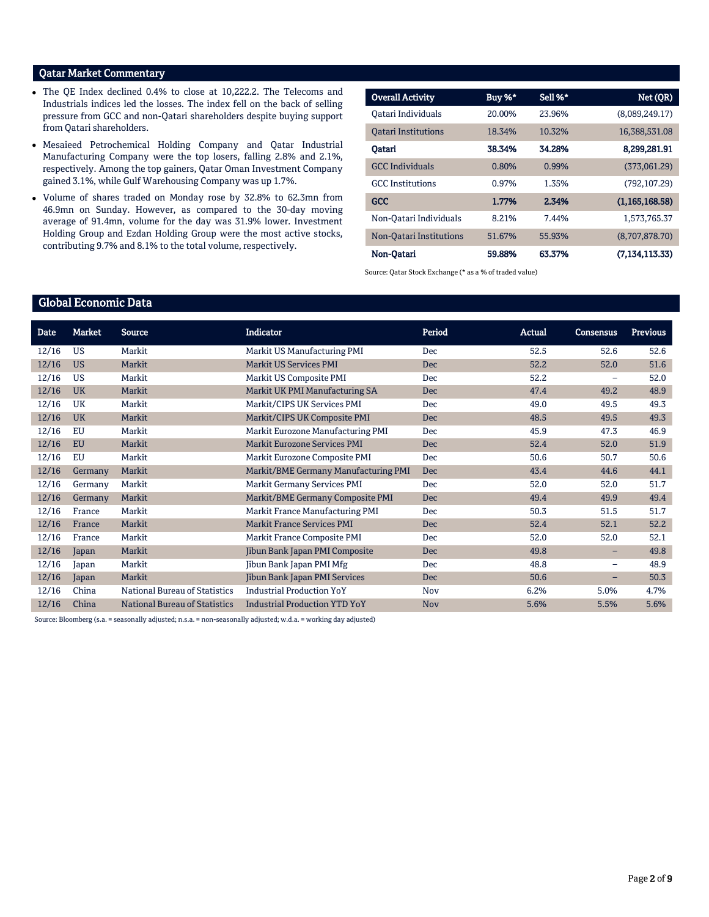## Qatar Market Commentary

- The QE Index declined 0.4% to close at 10,222.2. The Telecoms and Industrials indices led the losses. The index fell on the back of selling pressure from GCC and non-Qatari shareholders despite buying support from Qatari shareholders.
- Mesaieed Petrochemical Holding Company and Qatar Industrial Manufacturing Company were the top losers, falling 2.8% and 2.1%, respectively. Among the top gainers, Qatar Oman Investment Company gained 3.1%, while Gulf Warehousing Company was up 1.7%.
- Volume of shares traded on Monday rose by 32.8% to 62.3mn from 46.9mn on Sunday. However, as compared to the 30-day moving average of 91.4mn, volume for the day was 31.9% lower. Investment Holding Group and Ezdan Holding Group were the most active stocks, contributing 9.7% and 8.1% to the total volume, respectively.

| Overall Activity | Buy %* | Sell %* | Net (QR) |
|---|---|---|---|
| Qatari Individuals | 20.00% | 23.96% | (8,089,249.17) |
| Qatari Institutions | 18.34% | 10.32% | 16,388,531.08 |
| **Qatari** | **38.34%** | **34.28%** | **8,299,281.91** |
| GCC Individuals | 0.80% | 0.99% | (373,061.29) |
| GCC Institutions | 0.97% | 1.35% | (792,107.29) |
| **GCC** | **1.77%** | **2.34%** | **(1,165,168.58)** |
| Non-Qatari Individuals | 8.21% | 7.44% | 1,573,765.37 |
| Non-Qatari Institutions | 51.67% | 55.93% | (8,707,878.70) |
| **Non-Qatari** | **59.88%** | **63.37%** | **(7,134,113.33)** |

Source: Qatar Stock Exchange (* as a % of traded value)

## Global Economic Data

| Date | Market | Source | Indicator | Period | Actual | Consensus | Previous |
|---|---|---|---|---|---|---|---|
| 12/16 | US | Markit | Markit US Manufacturing PMI | Dec | 52.5 | 52.6 | 52.6 |
| 12/16 | US | Markit | Markit US Services PMI | Dec | 52.2 | 52.0 | 51.6 |
| 12/16 | US | Markit | Markit US Composite PMI | Dec | 52.2 | – | 52.0 |
| 12/16 | UK | Markit | Markit UK PMI Manufacturing SA | Dec | 47.4 | 49.2 | 48.9 |
| 12/16 | UK | Markit | Markit/CIPS UK Services PMI | Dec | 49.0 | 49.5 | 49.3 |
| 12/16 | UK | Markit | Markit/CIPS UK Composite PMI | Dec | 48.5 | 49.5 | 49.3 |
| 12/16 | EU | Markit | Markit Eurozone Manufacturing PMI | Dec | 45.9 | 47.3 | 46.9 |
| 12/16 | EU | Markit | Markit Eurozone Services PMI | Dec | 52.4 | 52.0 | 51.9 |
| 12/16 | EU | Markit | Markit Eurozone Composite PMI | Dec | 50.6 | 50.7 | 50.6 |
| 12/16 | Germany | Markit | Markit/BME Germany Manufacturing PMI | Dec | 43.4 | 44.6 | 44.1 |
| 12/16 | Germany | Markit | Markit Germany Services PMI | Dec | 52.0 | 52.0 | 51.7 |
| 12/16 | Germany | Markit | Markit/BME Germany Composite PMI | Dec | 49.4 | 49.9 | 49.4 |
| 12/16 | France | Markit | Markit France Manufacturing PMI | Dec | 50.3 | 51.5 | 51.7 |
| 12/16 | France | Markit | Markit France Services PMI | Dec | 52.4 | 52.1 | 52.2 |
| 12/16 | France | Markit | Markit France Composite PMI | Dec | 52.0 | 52.0 | 52.1 |
| 12/16 | Japan | Markit | Jibun Bank Japan PMI Composite | Dec | 49.8 | – | 49.8 |
| 12/16 | Japan | Markit | Jibun Bank Japan PMI Mfg | Dec | 48.8 | – | 48.9 |
| 12/16 | Japan | Markit | Jibun Bank Japan PMI Services | Dec | 50.6 | – | 50.3 |
| 12/16 | China | National Bureau of Statistics | Industrial Production YoY | Nov | 6.2% | 5.0% | 4.7% |
| 12/16 | China | National Bureau of Statistics | Industrial Production YTD YoY | Nov | 5.6% | 5.5% | 5.6% |

Source: Bloomberg (s.a. = seasonally adjusted; n.s.a. = non-seasonally adjusted; w.d.a. = working day adjusted)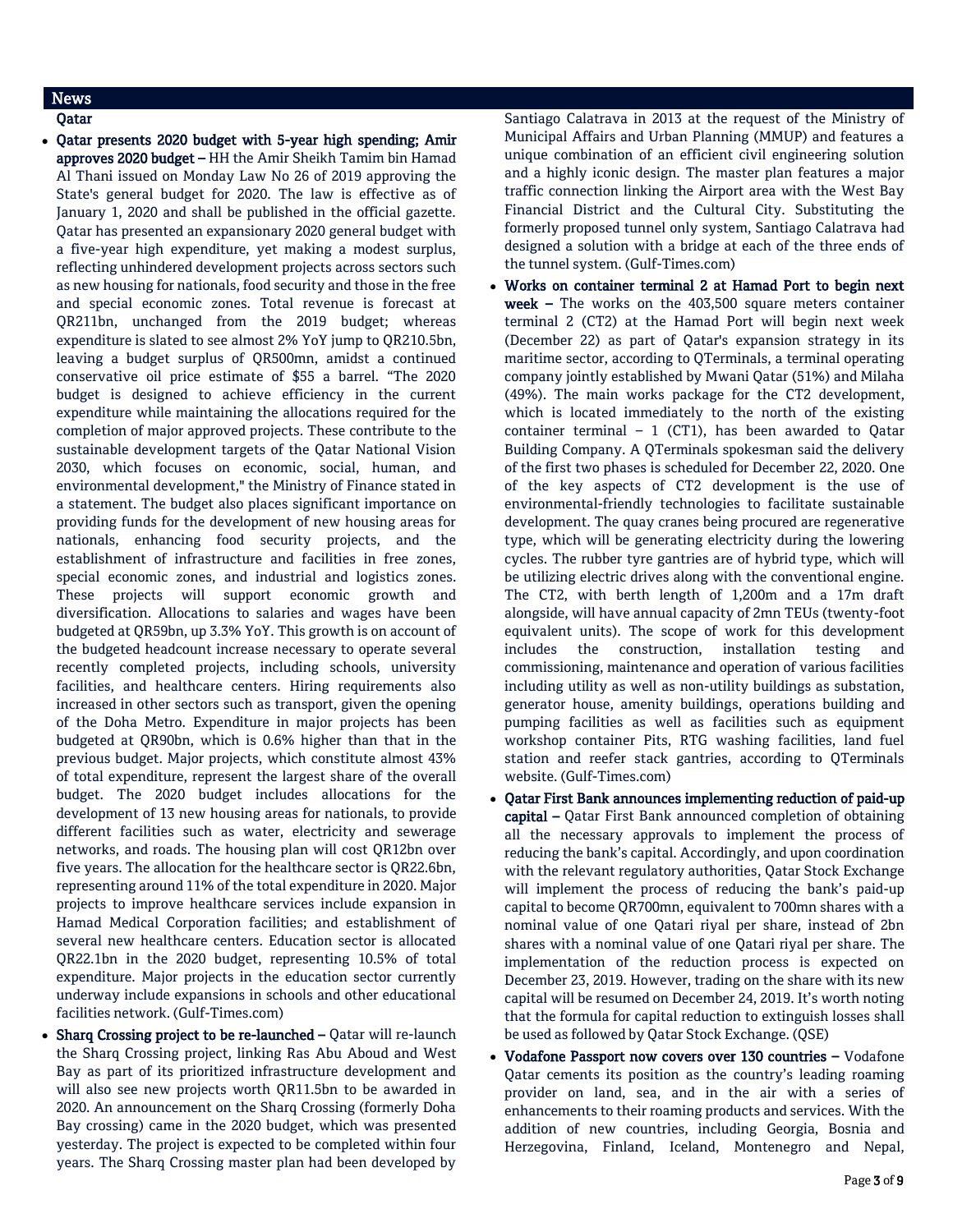## News

### Qatar

- **Qatar presents 2020 budget with 5-year high spending; Amir approves 2020 budget –** HH the Amir Sheikh Tamim bin Hamad Al Thani issued on Monday Law No 26 of 2019 approving the State's general budget for 2020. The law is effective as of January 1, 2020 and shall be published in the official gazette. Qatar has presented an expansionary 2020 general budget with a five-year high expenditure, yet making a modest surplus, reflecting unhindered development projects across sectors such as new housing for nationals, food security and those in the free and special economic zones. Total revenue is forecast at QR211bn, unchanged from the 2019 budget; whereas expenditure is slated to see almost 2% YoY jump to QR210.5bn, leaving a budget surplus of QR500mn, amidst a continued conservative oil price estimate of $55 a barrel. "The 2020 budget is designed to achieve efficiency in the current expenditure while maintaining the allocations required for the completion of major approved projects. These contribute to the sustainable development targets of the Qatar National Vision 2030, which focuses on economic, social, human, and environmental development," the Ministry of Finance stated in a statement. The budget also places significant importance on providing funds for the development of new housing areas for nationals, enhancing food security projects, and the establishment of infrastructure and facilities in free zones, special economic zones, and industrial and logistics zones. These projects will support economic growth and diversification. Allocations to salaries and wages have been budgeted at QR59bn, up 3.3% YoY. This growth is on account of the budgeted headcount increase necessary to operate several recently completed projects, including schools, university facilities, and healthcare centers. Hiring requirements also increased in other sectors such as transport, given the opening of the Doha Metro. Expenditure in major projects has been budgeted at QR90bn, which is 0.6% higher than that in the previous budget. Major projects, which constitute almost 43% of total expenditure, represent the largest share of the overall budget. The 2020 budget includes allocations for the development of 13 new housing areas for nationals, to provide different facilities such as water, electricity and sewerage networks, and roads. The housing plan will cost QR12bn over five years. The allocation for the healthcare sector is QR22.6bn, representing around 11% of the total expenditure in 2020. Major projects to improve healthcare services include expansion in Hamad Medical Corporation facilities; and establishment of several new healthcare centers. Education sector is allocated QR22.1bn in the 2020 budget, representing 10.5% of total expenditure. Major projects in the education sector currently underway include expansions in schools and other educational facilities network. (Gulf-Times.com)

- **Sharq Crossing project to be re-launched –** Qatar will re-launch the Sharq Crossing project, linking Ras Abu Aboud and West Bay as part of its prioritized infrastructure development and will also see new projects worth QR11.5bn to be awarded in 2020. An announcement on the Sharq Crossing (formerly Doha Bay crossing) came in the 2020 budget, which was presented yesterday. The project is expected to be completed within four years. The Sharq Crossing master plan had been developed by Santiago Calatrava in 2013 at the request of the Ministry of Municipal Affairs and Urban Planning (MMUP) and features a unique combination of an efficient civil engineering solution and a highly iconic design. The master plan features a major traffic connection linking the Airport area with the West Bay Financial District and the Cultural City. Substituting the formerly proposed tunnel only system, Santiago Calatrava had designed a solution with a bridge at each of the three ends of the tunnel system. (Gulf-Times.com)

- **Works on container terminal 2 at Hamad Port to begin next week –** The works on the 403,500 square meters container terminal 2 (CT2) at the Hamad Port will begin next week (December 22) as part of Qatar's expansion strategy in its maritime sector, according to QTerminals, a terminal operating company jointly established by Mwani Qatar (51%) and Milaha (49%). The main works package for the CT2 development, which is located immediately to the north of the existing container terminal – 1 (CT1), has been awarded to Qatar Building Company. A QTerminals spokesman said the delivery of the first two phases is scheduled for December 22, 2020. One of the key aspects of CT2 development is the use of environmental-friendly technologies to facilitate sustainable development. The quay cranes being procured are regenerative type, which will be generating electricity during the lowering cycles. The rubber tyre gantries are of hybrid type, which will be utilizing electric drives along with the conventional engine. The CT2, with berth length of 1,200m and a 17m draft alongside, will have annual capacity of 2mn TEUs (twenty-foot equivalent units). The scope of work for this development includes the construction, installation testing and commissioning, maintenance and operation of various facilities including utility as well as non-utility buildings as substation, generator house, amenity buildings, operations building and pumping facilities as well as facilities such as equipment workshop container Pits, RTG washing facilities, land fuel station and reefer stack gantries, according to QTerminals website. (Gulf-Times.com)

- **Qatar First Bank announces implementing reduction of paid-up capital –** Qatar First Bank announced completion of obtaining all the necessary approvals to implement the process of reducing the bank's capital. Accordingly, and upon coordination with the relevant regulatory authorities, Qatar Stock Exchange will implement the process of reducing the bank's paid-up capital to become QR700mn, equivalent to 700mn shares with a nominal value of one Qatari riyal per share, instead of 2bn shares with a nominal value of one Qatari riyal per share. The implementation of the reduction process is expected on December 23, 2019. However, trading on the share with its new capital will be resumed on December 24, 2019. It's worth noting that the formula for capital reduction to extinguish losses shall be used as followed by Qatar Stock Exchange. (QSE)

- **Vodafone Passport now covers over 130 countries –** Vodafone Qatar cements its position as the country's leading roaming provider on land, sea, and in the air with a series of enhancements to their roaming products and services. With the addition of new countries, including Georgia, Bosnia and Herzegovina, Finland, Iceland, Montenegro and Nepal,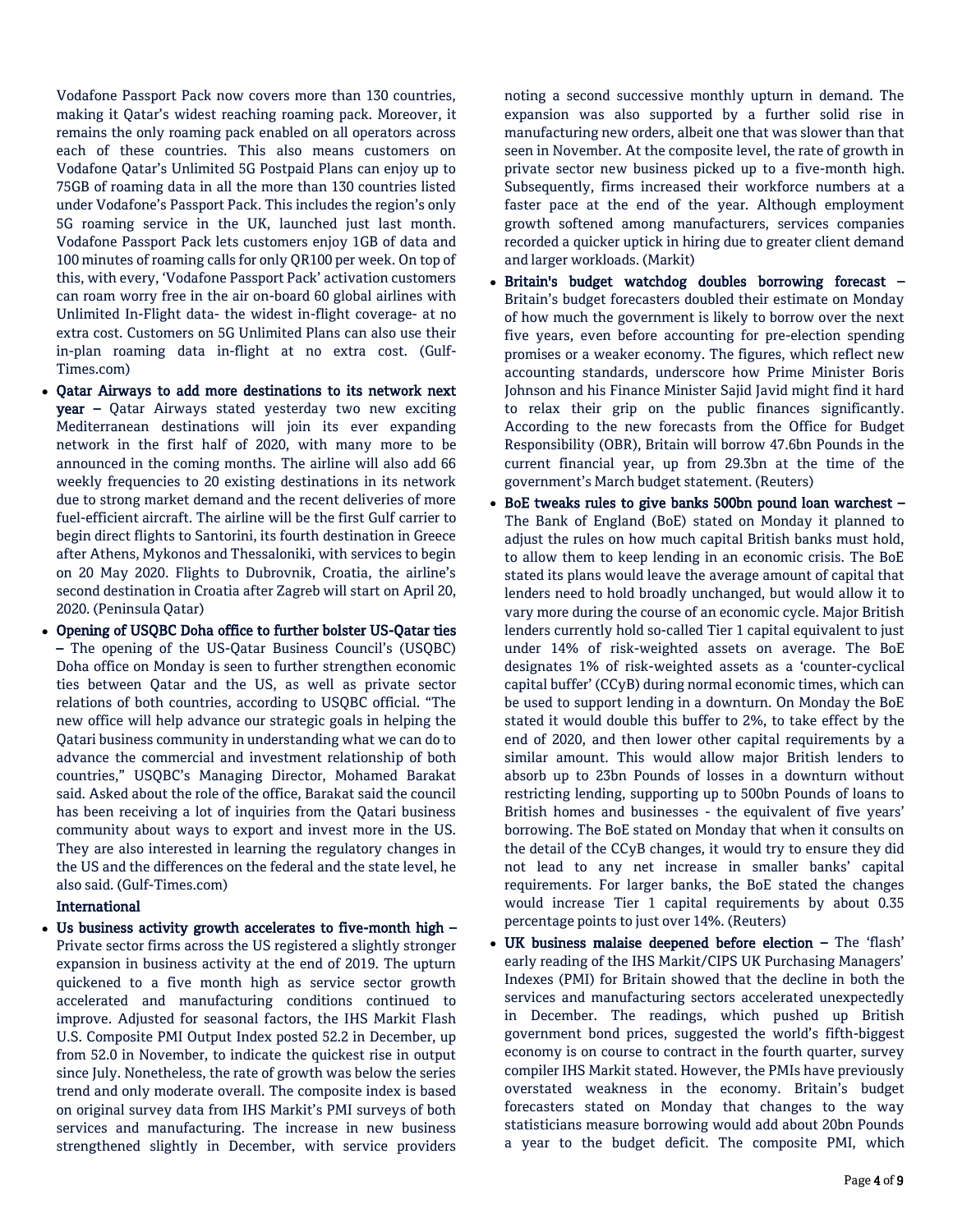Vodafone Passport Pack now covers more than 130 countries, making it Qatar's widest reaching roaming pack. Moreover, it remains the only roaming pack enabled on all operators across each of these countries. This also means customers on Vodafone Qatar's Unlimited 5G Postpaid Plans can enjoy up to 75GB of roaming data in all the more than 130 countries listed under Vodafone's Passport Pack. This includes the region's only 5G roaming service in the UK, launched just last month. Vodafone Passport Pack lets customers enjoy 1GB of data and 100 minutes of roaming calls for only QR100 per week. On top of this, with every, 'Vodafone Passport Pack' activation customers can roam worry free in the air on-board 60 global airlines with Unlimited In-Flight data- the widest in-flight coverage- at no extra cost. Customers on 5G Unlimited Plans can also use their in-plan roaming data in-flight at no extra cost. (Gulf-Times.com)

- **Qatar Airways to add more destinations to its network next year –** Qatar Airways stated yesterday two new exciting Mediterranean destinations will join its ever expanding network in the first half of 2020, with many more to be announced in the coming months. The airline will also add 66 weekly frequencies to 20 existing destinations in its network due to strong market demand and the recent deliveries of more fuel-efficient aircraft. The airline will be the first Gulf carrier to begin direct flights to Santorini, its fourth destination in Greece after Athens, Mykonos and Thessaloniki, with services to begin on 20 May 2020. Flights to Dubrovnik, Croatia, the airline's second destination in Croatia after Zagreb will start on April 20, 2020. (Peninsula Qatar)
- **Opening of USQBC Doha office to further bolster US-Qatar ties –** The opening of the US-Qatar Business Council's (USQBC) Doha office on Monday is seen to further strengthen economic ties between Qatar and the US, as well as private sector relations of both countries, according to USQBC official. "The new office will help advance our strategic goals in helping the Qatari business community in understanding what we can do to advance the commercial and investment relationship of both countries," USQBC's Managing Director, Mohamed Barakat said. Asked about the role of the office, Barakat said the council has been receiving a lot of inquiries from the Qatari business community about ways to export and invest more in the US. They are also interested in learning the regulatory changes in the US and the differences on the federal and the state level, he also said. (Gulf-Times.com)

**International**

- **Us business activity growth accelerates to five-month high –** Private sector firms across the US registered a slightly stronger expansion in business activity at the end of 2019. The upturn quickened to a five month high as service sector growth accelerated and manufacturing conditions continued to improve. Adjusted for seasonal factors, the IHS Markit Flash U.S. Composite PMI Output Index posted 52.2 in December, up from 52.0 in November, to indicate the quickest rise in output since July. Nonetheless, the rate of growth was below the series trend and only moderate overall. The composite index is based on original survey data from IHS Markit's PMI surveys of both services and manufacturing. The increase in new business strengthened slightly in December, with service providers noting a second successive monthly upturn in demand. The expansion was also supported by a further solid rise in manufacturing new orders, albeit one that was slower than that seen in November. At the composite level, the rate of growth in private sector new business picked up to a five-month high. Subsequently, firms increased their workforce numbers at a faster pace at the end of the year. Although employment growth softened among manufacturers, services companies recorded a quicker uptick in hiring due to greater client demand and larger workloads. (Markit)
- **Britain's budget watchdog doubles borrowing forecast –** Britain's budget forecasters doubled their estimate on Monday of how much the government is likely to borrow over the next five years, even before accounting for pre-election spending promises or a weaker economy. The figures, which reflect new accounting standards, underscore how Prime Minister Boris Johnson and his Finance Minister Sajid Javid might find it hard to relax their grip on the public finances significantly. According to the new forecasts from the Office for Budget Responsibility (OBR), Britain will borrow 47.6bn Pounds in the current financial year, up from 29.3bn at the time of the government's March budget statement. (Reuters)
- **BoE tweaks rules to give banks 500bn pound loan warchest –** The Bank of England (BoE) stated on Monday it planned to adjust the rules on how much capital British banks must hold, to allow them to keep lending in an economic crisis. The BoE stated its plans would leave the average amount of capital that lenders need to hold broadly unchanged, but would allow it to vary more during the course of an economic cycle. Major British lenders currently hold so-called Tier 1 capital equivalent to just under 14% of risk-weighted assets on average. The BoE designates 1% of risk-weighted assets as a 'counter-cyclical capital buffer' (CCyB) during normal economic times, which can be used to support lending in a downturn. On Monday the BoE stated it would double this buffer to 2%, to take effect by the end of 2020, and then lower other capital requirements by a similar amount. This would allow major British lenders to absorb up to 23bn Pounds of losses in a downturn without restricting lending, supporting up to 500bn Pounds of loans to British homes and businesses - the equivalent of five years' borrowing. The BoE stated on Monday that when it consults on the detail of the CCyB changes, it would try to ensure they did not lead to any net increase in smaller banks' capital requirements. For larger banks, the BoE stated the changes would increase Tier 1 capital requirements by about 0.35 percentage points to just over 14%. (Reuters)
- **UK business malaise deepened before election –** The 'flash' early reading of the IHS Markit/CIPS UK Purchasing Managers' Indexes (PMI) for Britain showed that the decline in both the services and manufacturing sectors accelerated unexpectedly in December. The readings, which pushed up British government bond prices, suggested the world's fifth-biggest economy is on course to contract in the fourth quarter, survey compiler IHS Markit stated. However, the PMIs have previously overstated weakness in the economy. Britain's budget forecasters stated on Monday that changes to the way statisticians measure borrowing would add about 20bn Pounds a year to the budget deficit. The composite PMI, which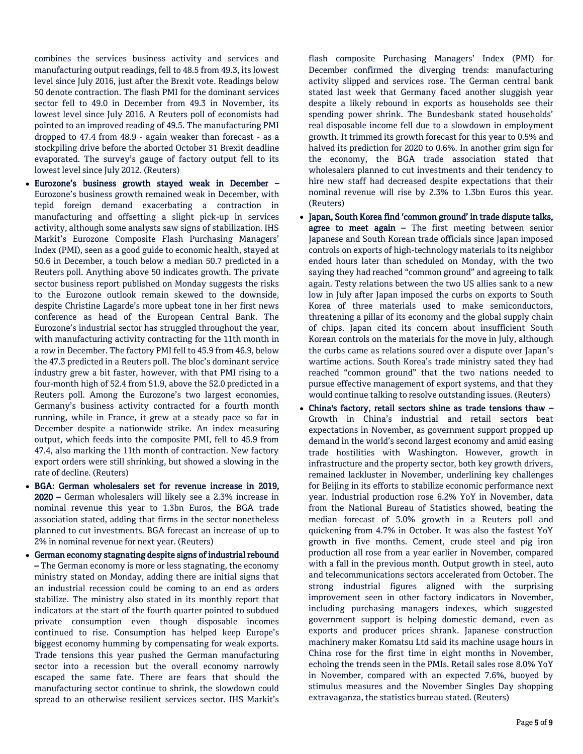combines the services business activity and services and manufacturing output readings, fell to 48.5 from 49.3, its lowest level since July 2016, just after the Brexit vote. Readings below 50 denote contraction. The flash PMI for the dominant services sector fell to 49.0 in December from 49.3 in November, its lowest level since July 2016. A Reuters poll of economists had pointed to an improved reading of 49.5. The manufacturing PMI dropped to 47.4 from 48.9 - again weaker than forecast - as a stockpiling drive before the aborted October 31 Brexit deadline evaporated. The survey's gauge of factory output fell to its lowest level since July 2012. (Reuters)

- **Eurozone's business growth stayed weak in December –** Eurozone's business growth remained weak in December, with tepid foreign demand exacerbating a contraction in manufacturing and offsetting a slight pick-up in services activity, although some analysts saw signs of stabilization. IHS Markit's Eurozone Composite Flash Purchasing Managers' Index (PMI), seen as a good guide to economic health, stayed at 50.6 in December, a touch below a median 50.7 predicted in a Reuters poll. Anything above 50 indicates growth. The private sector business report published on Monday suggests the risks to the Eurozone outlook remain skewed to the downside, despite Christine Lagarde's more upbeat tone in her first news conference as head of the European Central Bank. The Eurozone's industrial sector has struggled throughout the year, with manufacturing activity contracting for the 11th month in a row in December. The factory PMI fell to 45.9 from 46.9, below the 47.3 predicted in a Reuters poll. The bloc's dominant service industry grew a bit faster, however, with that PMI rising to a four-month high of 52.4 from 51.9, above the 52.0 predicted in a Reuters poll. Among the Eurozone's two largest economies, Germany's business activity contracted for a fourth month running, while in France, it grew at a steady pace so far in December despite a nationwide strike. An index measuring output, which feeds into the composite PMI, fell to 45.9 from 47.4, also marking the 11th month of contraction. New factory export orders were still shrinking, but showed a slowing in the rate of decline. (Reuters)
- **BGA: German wholesalers set for revenue increase in 2019, 2020 –** German wholesalers will likely see a 2.3% increase in nominal revenue this year to 1.3bn Euros, the BGA trade association stated, adding that firms in the sector nonetheless planned to cut investments. BGA forecast an increase of up to 2% in nominal revenue for next year. (Reuters)
- **German economy stagnating despite signs of industrial rebound –** The German economy is more or less stagnating, the economy ministry stated on Monday, adding there are initial signs that an industrial recession could be coming to an end as orders stabilize. The ministry also stated in its monthly report that indicators at the start of the fourth quarter pointed to subdued private consumption even though disposable incomes continued to rise. Consumption has helped keep Europe's biggest economy humming by compensating for weak exports. Trade tensions this year pushed the German manufacturing sector into a recession but the overall economy narrowly escaped the same fate. There are fears that should the manufacturing sector continue to shrink, the slowdown could spread to an otherwise resilient services sector. IHS Markit's flash composite Purchasing Managers' Index (PMI) for December confirmed the diverging trends: manufacturing activity slipped and services rose. The German central bank stated last week that Germany faced another sluggish year despite a likely rebound in exports as households see their spending power shrink. The Bundesbank stated households' real disposable income fell due to a slowdown in employment growth. It trimmed its growth forecast for this year to 0.5% and halved its prediction for 2020 to 0.6%. In another grim sign for the economy, the BGA trade association stated that wholesalers planned to cut investments and their tendency to hire new staff had decreased despite expectations that their nominal revenue will rise by 2.3% to 1.3bn Euros this year. (Reuters)
- **Japan, South Korea find 'common ground' in trade dispute talks, agree to meet again –** The first meeting between senior Japanese and South Korean trade officials since Japan imposed controls on exports of high-technology materials to its neighbor ended hours later than scheduled on Monday, with the two saying they had reached "common ground" and agreeing to talk again. Testy relations between the two US allies sank to a new low in July after Japan imposed the curbs on exports to South Korea of three materials used to make semiconductors, threatening a pillar of its economy and the global supply chain of chips. Japan cited its concern about insufficient South Korean controls on the materials for the move in July, although the curbs came as relations soured over a dispute over Japan's wartime actions. South Korea's trade ministry sated they had reached "common ground" that the two nations needed to pursue effective management of export systems, and that they would continue talking to resolve outstanding issues. (Reuters)
- **China's factory, retail sectors shine as trade tensions thaw –** Growth in China's industrial and retail sectors beat expectations in November, as government support propped up demand in the world's second largest economy and amid easing trade hostilities with Washington. However, growth in infrastructure and the property sector, both key growth drivers, remained lackluster in November, underlining key challenges for Beijing in its efforts to stabilize economic performance next year. Industrial production rose 6.2% YoY in November, data from the National Bureau of Statistics showed, beating the median forecast of 5.0% growth in a Reuters poll and quickening from 4.7% in October. It was also the fastest YoY growth in five months. Cement, crude steel and pig iron production all rose from a year earlier in November, compared with a fall in the previous month. Output growth in steel, auto and telecommunications sectors accelerated from October. The strong industrial figures aligned with the surprising improvement seen in other factory indicators in November, including purchasing managers indexes, which suggested government support is helping domestic demand, even as exports and producer prices shrank. Japanese construction machinery maker Komatsu Ltd said its machine usage hours in China rose for the first time in eight months in November, echoing the trends seen in the PMIs. Retail sales rose 8.0% YoY in November, compared with an expected 7.6%, buoyed by stimulus measures and the November Singles Day shopping extravaganza, the statistics bureau stated. (Reuters)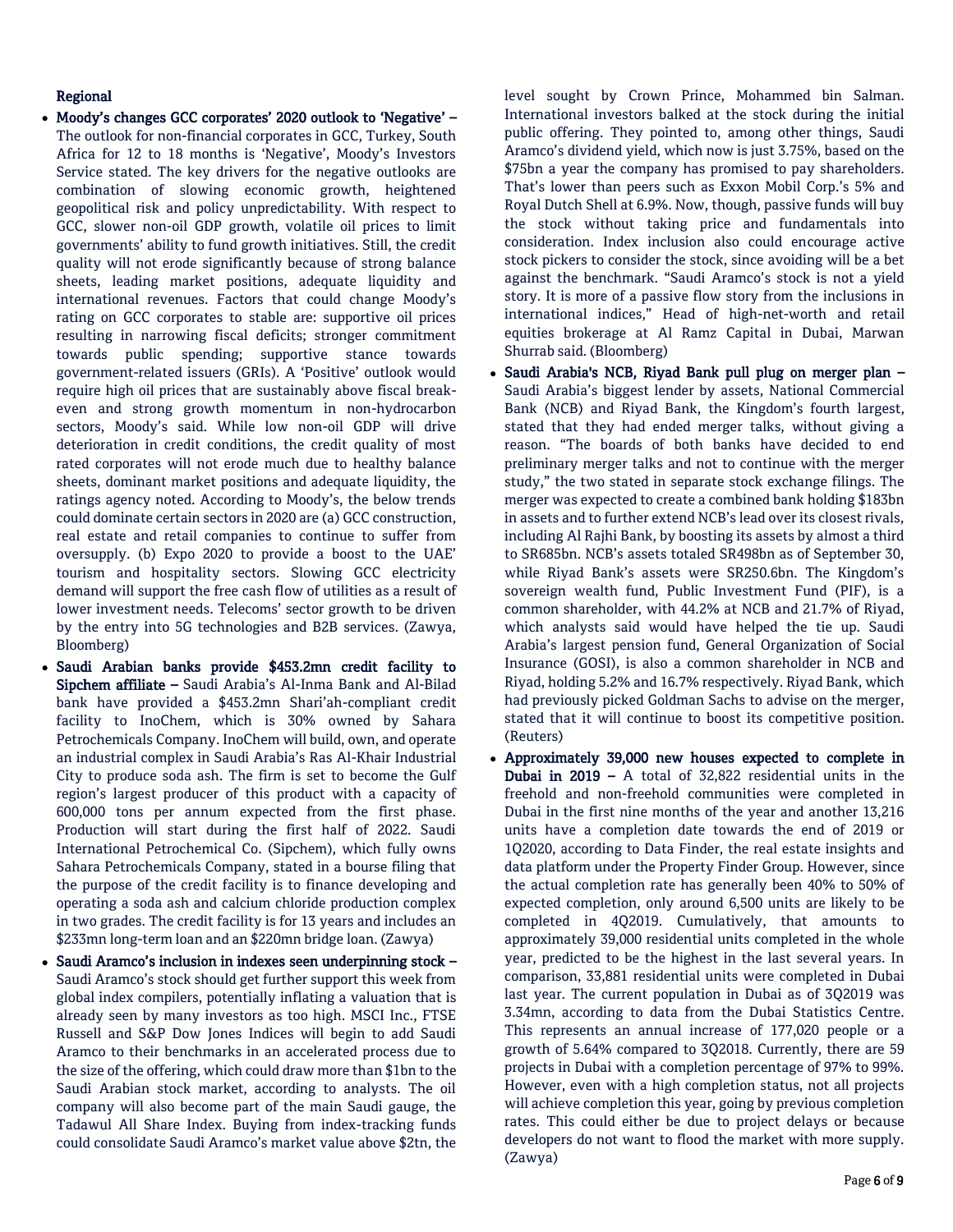## Regional

- **Moody's changes GCC corporates' 2020 outlook to 'Negative' –** The outlook for non-financial corporates in GCC, Turkey, South Africa for 12 to 18 months is 'Negative', Moody's Investors Service stated. The key drivers for the negative outlooks are combination of slowing economic growth, heightened geopolitical risk and policy unpredictability. With respect to GCC, slower non-oil GDP growth, volatile oil prices to limit governments' ability to fund growth initiatives. Still, the credit quality will not erode significantly because of strong balance sheets, leading market positions, adequate liquidity and international revenues. Factors that could change Moody's rating on GCC corporates to stable are: supportive oil prices resulting in narrowing fiscal deficits; stronger commitment towards public spending; supportive stance towards government-related issuers (GRIs). A 'Positive' outlook would require high oil prices that are sustainably above fiscal break-even and strong growth momentum in non-hydrocarbon sectors, Moody's said. While low non-oil GDP will drive deterioration in credit conditions, the credit quality of most rated corporates will not erode much due to healthy balance sheets, dominant market positions and adequate liquidity, the ratings agency noted. According to Moody's, the below trends could dominate certain sectors in 2020 are (a) GCC construction, real estate and retail companies to continue to suffer from oversupply. (b) Expo 2020 to provide a boost to the UAE' tourism and hospitality sectors. Slowing GCC electricity demand will support the free cash flow of utilities as a result of lower investment needs. Telecoms' sector growth to be driven by the entry into 5G technologies and B2B services. (Zawya, Bloomberg)
- **Saudi Arabian banks provide $453.2mn credit facility to Sipchem affiliate –** Saudi Arabia's Al-Inma Bank and Al-Bilad bank have provided a $453.2mn Shari'ah-compliant credit facility to InoChem, which is 30% owned by Sahara Petrochemicals Company. InoChem will build, own, and operate an industrial complex in Saudi Arabia's Ras Al-Khair Industrial City to produce soda ash. The firm is set to become the Gulf region's largest producer of this product with a capacity of 600,000 tons per annum expected from the first phase. Production will start during the first half of 2022. Saudi International Petrochemical Co. (Sipchem), which fully owns Sahara Petrochemicals Company, stated in a bourse filing that the purpose of the credit facility is to finance developing and operating a soda ash and calcium chloride production complex in two grades. The credit facility is for 13 years and includes an $233mn long-term loan and an $220mn bridge loan. (Zawya)
- **Saudi Aramco's inclusion in indexes seen underpinning stock –** Saudi Aramco's stock should get further support this week from global index compilers, potentially inflating a valuation that is already seen by many investors as too high. MSCI Inc., FTSE Russell and S&P Dow Jones Indices will begin to add Saudi Aramco to their benchmarks in an accelerated process due to the size of the offering, which could draw more than $1bn to the Saudi Arabian stock market, according to analysts. The oil company will also become part of the main Saudi gauge, the Tadawul All Share Index. Buying from index-tracking funds could consolidate Saudi Aramco's market value above $2tn, the level sought by Crown Prince, Mohammed bin Salman. International investors balked at the stock during the initial public offering. They pointed to, among other things, Saudi Aramco's dividend yield, which now is just 3.75%, based on the $75bn a year the company has promised to pay shareholders. That's lower than peers such as Exxon Mobil Corp.'s 5% and Royal Dutch Shell at 6.9%. Now, though, passive funds will buy the stock without taking price and fundamentals into consideration. Index inclusion also could encourage active stock pickers to consider the stock, since avoiding will be a bet against the benchmark. "Saudi Aramco's stock is not a yield story. It is more of a passive flow story from the inclusions in international indices," Head of high-net-worth and retail equities brokerage at Al Ramz Capital in Dubai, Marwan Shurrab said. (Bloomberg)
- **Saudi Arabia's NCB, Riyad Bank pull plug on merger plan –** Saudi Arabia's biggest lender by assets, National Commercial Bank (NCB) and Riyad Bank, the Kingdom's fourth largest, stated that they had ended merger talks, without giving a reason. "The boards of both banks have decided to end preliminary merger talks and not to continue with the merger study," the two stated in separate stock exchange filings. The merger was expected to create a combined bank holding $183bn in assets and to further extend NCB's lead over its closest rivals, including Al Rajhi Bank, by boosting its assets by almost a third to SR685bn. NCB's assets totaled SR498bn as of September 30, while Riyad Bank's assets were SR250.6bn. The Kingdom's sovereign wealth fund, Public Investment Fund (PIF), is a common shareholder, with 44.2% at NCB and 21.7% of Riyad, which analysts said would have helped the tie up. Saudi Arabia's largest pension fund, General Organization of Social Insurance (GOSI), is also a common shareholder in NCB and Riyad, holding 5.2% and 16.7% respectively. Riyad Bank, which had previously picked Goldman Sachs to advise on the merger, stated that it will continue to boost its competitive position. (Reuters)
- **Approximately 39,000 new houses expected to complete in Dubai in 2019 –** A total of 32,822 residential units in the freehold and non-freehold communities were completed in Dubai in the first nine months of the year and another 13,216 units have a completion date towards the end of 2019 or 1Q2020, according to Data Finder, the real estate insights and data platform under the Property Finder Group. However, since the actual completion rate has generally been 40% to 50% of expected completion, only around 6,500 units are likely to be completed in 4Q2019. Cumulatively, that amounts to approximately 39,000 residential units completed in the whole year, predicted to be the highest in the last several years. In comparison, 33,881 residential units were completed in Dubai last year. The current population in Dubai as of 3Q2019 was 3.34mn, according to data from the Dubai Statistics Centre. This represents an annual increase of 177,020 people or a growth of 5.64% compared to 3Q2018. Currently, there are 59 projects in Dubai with a completion percentage of 97% to 99%. However, even with a high completion status, not all projects will achieve completion this year, going by previous completion rates. This could either be due to project delays or because developers do not want to flood the market with more supply. (Zawya)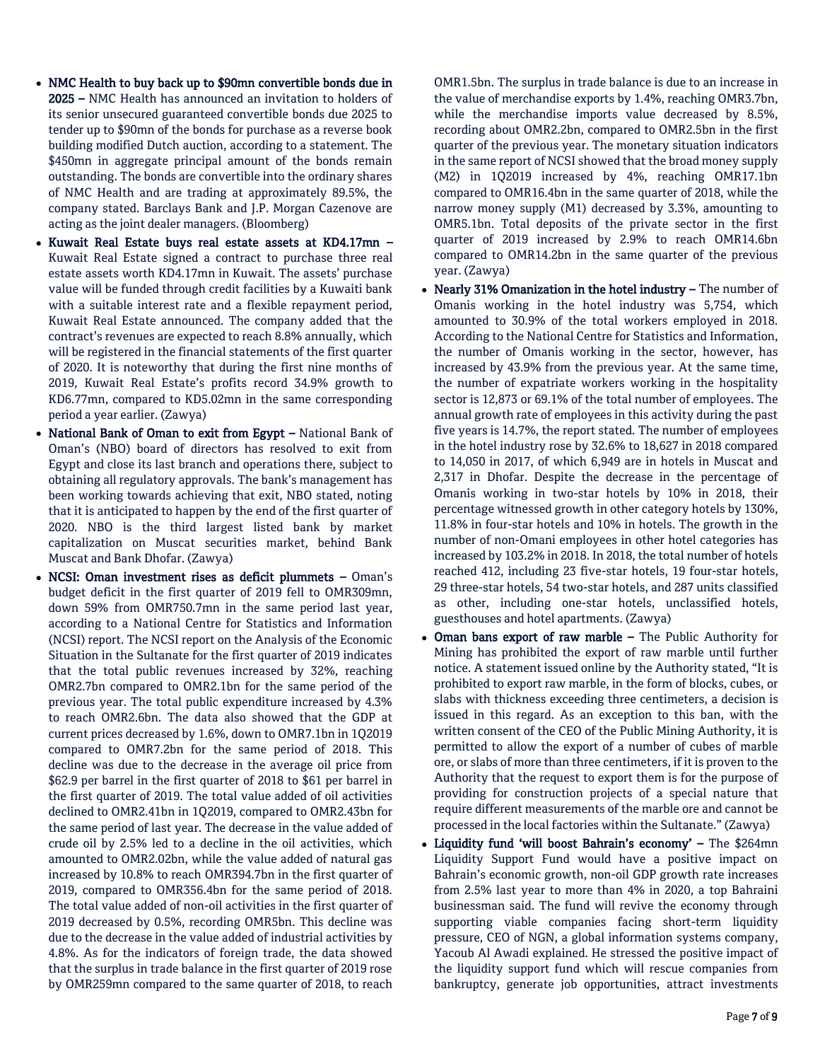- **NMC Health to buy back up to $90mn convertible bonds due in 2025 –** NMC Health has announced an invitation to holders of its senior unsecured guaranteed convertible bonds due 2025 to tender up to $90mn of the bonds for purchase as a reverse book building modified Dutch auction, according to a statement. The $450mn in aggregate principal amount of the bonds remain outstanding. The bonds are convertible into the ordinary shares of NMC Health and are trading at approximately 89.5%, the company stated. Barclays Bank and J.P. Morgan Cazenove are acting as the joint dealer managers. (Bloomberg)
- **Kuwait Real Estate buys real estate assets at KD4.17mn –** Kuwait Real Estate signed a contract to purchase three real estate assets worth KD4.17mn in Kuwait. The assets' purchase value will be funded through credit facilities by a Kuwaiti bank with a suitable interest rate and a flexible repayment period, Kuwait Real Estate announced. The company added that the contract's revenues are expected to reach 8.8% annually, which will be registered in the financial statements of the first quarter of 2020. It is noteworthy that during the first nine months of 2019, Kuwait Real Estate's profits record 34.9% growth to KD6.77mn, compared to KD5.02mn in the same corresponding period a year earlier. (Zawya)
- **National Bank of Oman to exit from Egypt –** National Bank of Oman's (NBO) board of directors has resolved to exit from Egypt and close its last branch and operations there, subject to obtaining all regulatory approvals. The bank's management has been working towards achieving that exit, NBO stated, noting that it is anticipated to happen by the end of the first quarter of 2020. NBO is the third largest listed bank by market capitalization on Muscat securities market, behind Bank Muscat and Bank Dhofar. (Zawya)
- **NCSI: Oman investment rises as deficit plummets –** Oman's budget deficit in the first quarter of 2019 fell to OMR309mn, down 59% from OMR750.7mn in the same period last year, according to a National Centre for Statistics and Information (NCSI) report. The NCSI report on the Analysis of the Economic Situation in the Sultanate for the first quarter of 2019 indicates that the total public revenues increased by 32%, reaching OMR2.7bn compared to OMR2.1bn for the same period of the previous year. The total public expenditure increased by 4.3% to reach OMR2.6bn. The data also showed that the GDP at current prices decreased by 1.6%, down to OMR7.1bn in 1Q2019 compared to OMR7.2bn for the same period of 2018. This decline was due to the decrease in the average oil price from $62.9 per barrel in the first quarter of 2018 to $61 per barrel in the first quarter of 2019. The total value added of oil activities declined to OMR2.41bn in 1Q2019, compared to OMR2.43bn for the same period of last year. The decrease in the value added of crude oil by 2.5% led to a decline in the oil activities, which amounted to OMR2.02bn, while the value added of natural gas increased by 10.8% to reach OMR394.7bn in the first quarter of 2019, compared to OMR356.4bn for the same period of 2018. The total value added of non-oil activities in the first quarter of 2019 decreased by 0.5%, recording OMR5bn. This decline was due to the decrease in the value added of industrial activities by 4.8%. As for the indicators of foreign trade, the data showed that the surplus in trade balance in the first quarter of 2019 rose by OMR259mn compared to the same quarter of 2018, to reach OMR1.5bn. The surplus in trade balance is due to an increase in the value of merchandise exports by 1.4%, reaching OMR3.7bn, while the merchandise imports value decreased by 8.5%, recording about OMR2.2bn, compared to OMR2.5bn in the first quarter of the previous year. The monetary situation indicators in the same report of NCSI showed that the broad money supply (M2) in 1Q2019 increased by 4%, reaching OMR17.1bn compared to OMR16.4bn in the same quarter of 2018, while the narrow money supply (M1) decreased by 3.3%, amounting to OMR5.1bn. Total deposits of the private sector in the first quarter of 2019 increased by 2.9% to reach OMR14.6bn compared to OMR14.2bn in the same quarter of the previous year. (Zawya)
- **Nearly 31% Omanization in the hotel industry –** The number of Omanis working in the hotel industry was 5,754, which amounted to 30.9% of the total workers employed in 2018. According to the National Centre for Statistics and Information, the number of Omanis working in the sector, however, has increased by 43.9% from the previous year. At the same time, the number of expatriate workers working in the hospitality sector is 12,873 or 69.1% of the total number of employees. The annual growth rate of employees in this activity during the past five years is 14.7%, the report stated. The number of employees in the hotel industry rose by 32.6% to 18,627 in 2018 compared to 14,050 in 2017, of which 6,949 are in hotels in Muscat and 2,317 in Dhofar. Despite the decrease in the percentage of Omanis working in two-star hotels by 10% in 2018, their percentage witnessed growth in other category hotels by 130%, 11.8% in four-star hotels and 10% in hotels. The growth in the number of non-Omani employees in other hotel categories has increased by 103.2% in 2018. In 2018, the total number of hotels reached 412, including 23 five-star hotels, 19 four-star hotels, 29 three-star hotels, 54 two-star hotels, and 287 units classified as other, including one-star hotels, unclassified hotels, guesthouses and hotel apartments. (Zawya)
- **Oman bans export of raw marble –** The Public Authority for Mining has prohibited the export of raw marble until further notice. A statement issued online by the Authority stated, "It is prohibited to export raw marble, in the form of blocks, cubes, or slabs with thickness exceeding three centimeters, a decision is issued in this regard. As an exception to this ban, with the written consent of the CEO of the Public Mining Authority, it is permitted to allow the export of a number of cubes of marble ore, or slabs of more than three centimeters, if it is proven to the Authority that the request to export them is for the purpose of providing for construction projects of a special nature that require different measurements of the marble ore and cannot be processed in the local factories within the Sultanate." (Zawya)
- **Liquidity fund 'will boost Bahrain's economy' –** The $264mn Liquidity Support Fund would have a positive impact on Bahrain's economic growth, non-oil GDP growth rate increases from 2.5% last year to more than 4% in 2020, a top Bahraini businessman said. The fund will revive the economy through supporting viable companies facing short-term liquidity pressure, CEO of NGN, a global information systems company, Yacoub Al Awadi explained. He stressed the positive impact of the liquidity support fund which will rescue companies from bankruptcy, generate job opportunities, attract investments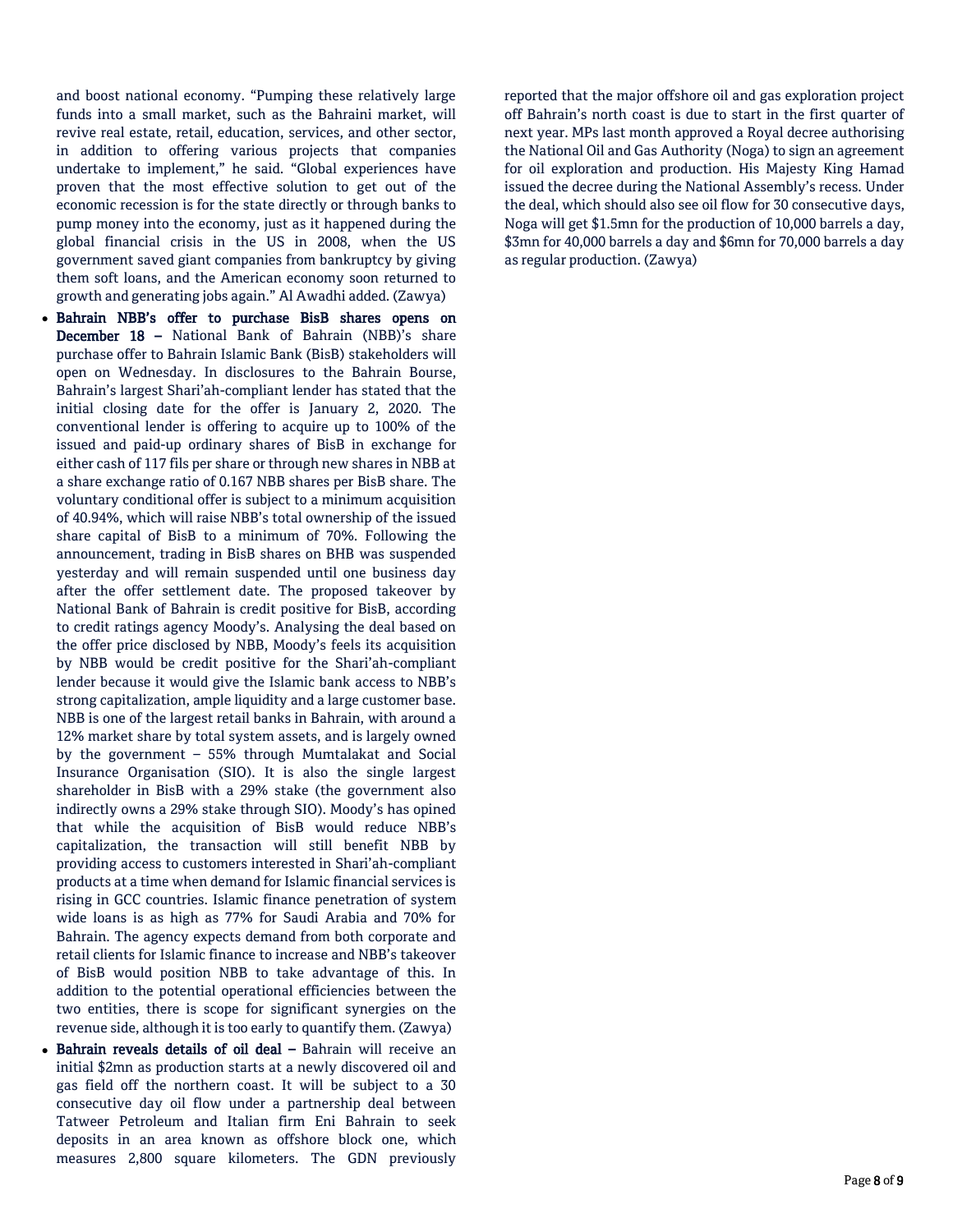and boost national economy. "Pumping these relatively large funds into a small market, such as the Bahraini market, will revive real estate, retail, education, services, and other sector, in addition to offering various projects that companies undertake to implement," he said. "Global experiences have proven that the most effective solution to get out of the economic recession is for the state directly or through banks to pump money into the economy, just as it happened during the global financial crisis in the US in 2008, when the US government saved giant companies from bankruptcy by giving them soft loans, and the American economy soon returned to growth and generating jobs again." Al Awadhi added. (Zawya)

- **Bahrain NBB's offer to purchase BisB shares opens on December 18 –** National Bank of Bahrain (NBB)'s share purchase offer to Bahrain Islamic Bank (BisB) stakeholders will open on Wednesday. In disclosures to the Bahrain Bourse, Bahrain's largest Shari'ah-compliant lender has stated that the initial closing date for the offer is January 2, 2020. The conventional lender is offering to acquire up to 100% of the issued and paid-up ordinary shares of BisB in exchange for either cash of 117 fils per share or through new shares in NBB at a share exchange ratio of 0.167 NBB shares per BisB share. The voluntary conditional offer is subject to a minimum acquisition of 40.94%, which will raise NBB's total ownership of the issued share capital of BisB to a minimum of 70%. Following the announcement, trading in BisB shares on BHB was suspended yesterday and will remain suspended until one business day after the offer settlement date. The proposed takeover by National Bank of Bahrain is credit positive for BisB, according to credit ratings agency Moody's. Analysing the deal based on the offer price disclosed by NBB, Moody's feels its acquisition by NBB would be credit positive for the Shari'ah-compliant lender because it would give the Islamic bank access to NBB's strong capitalization, ample liquidity and a large customer base. NBB is one of the largest retail banks in Bahrain, with around a 12% market share by total system assets, and is largely owned by the government – 55% through Mumtalakat and Social Insurance Organisation (SIO). It is also the single largest shareholder in BisB with a 29% stake (the government also indirectly owns a 29% stake through SIO). Moody's has opined that while the acquisition of BisB would reduce NBB's capitalization, the transaction will still benefit NBB by providing access to customers interested in Shari'ah-compliant products at a time when demand for Islamic financial services is rising in GCC countries. Islamic finance penetration of system wide loans is as high as 77% for Saudi Arabia and 70% for Bahrain. The agency expects demand from both corporate and retail clients for Islamic finance to increase and NBB's takeover of BisB would position NBB to take advantage of this. In addition to the potential operational efficiencies between the two entities, there is scope for significant synergies on the revenue side, although it is too early to quantify them. (Zawya)
- **Bahrain reveals details of oil deal –** Bahrain will receive an initial $2mn as production starts at a newly discovered oil and gas field off the northern coast. It will be subject to a 30 consecutive day oil flow under a partnership deal between Tatweer Petroleum and Italian firm Eni Bahrain to seek deposits in an area known as offshore block one, which measures 2,800 square kilometers. The GDN previously reported that the major offshore oil and gas exploration project off Bahrain's north coast is due to start in the first quarter of next year. MPs last month approved a Royal decree authorising the National Oil and Gas Authority (Noga) to sign an agreement for oil exploration and production. His Majesty King Hamad issued the decree during the National Assembly's recess. Under the deal, which should also see oil flow for 30 consecutive days, Noga will get $1.5mn for the production of 10,000 barrels a day, $3mn for 40,000 barrels a day and $6mn for 70,000 barrels a day as regular production. (Zawya)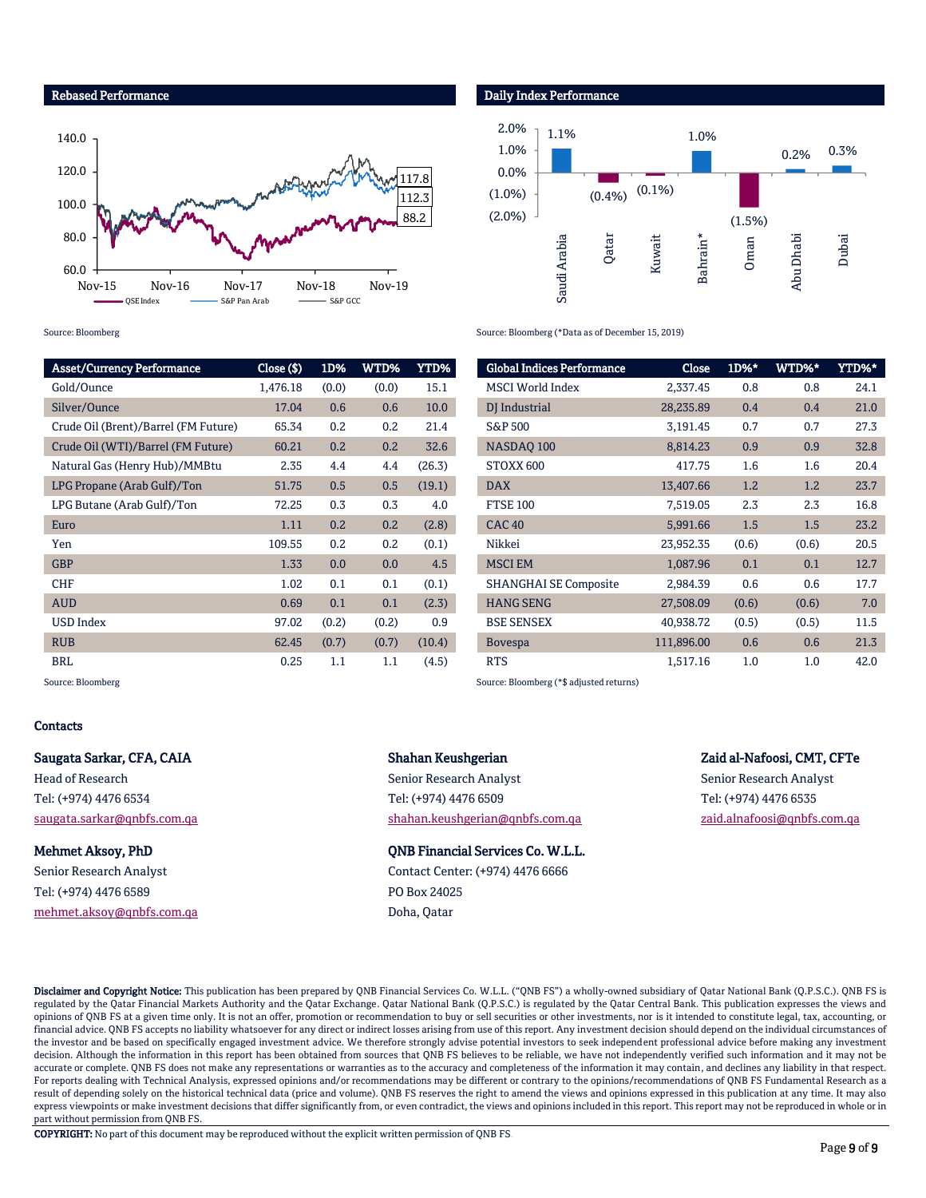## Rebased Performance

140.0
120.0
100.0
80.0
60.0

Nov-15 Nov-16 Nov-17 Nov-18 Nov-19

117.8
112.3
88.2

QSE Index S&P Pan Arab S&P GCC

Source: Bloomberg

## Daily Index Performance

2.0%
1.0%
0.0%
(1.0%)
(2.0%)

1.1% (0.4%) (0.1%) 1.0% (1.5%) 0.2% 0.3%

Saudi Arabia Qatar Kuwait Bahrain* Oman Abu Dhabi Dubai

Source: Bloomberg (*Data as of December 15, 2019)

| Asset/Currency Performance | Close ($) | 1D% | WTD% | YTD% |
|---|---|---|---|---|
| Gold/Ounce | 1,476.18 | (0.0) | (0.0) | 15.1 |
| Silver/Ounce | 17.04 | 0.6 | 0.6 | 10.0 |
| Crude Oil (Brent)/Barrel (FM Future) | 65.34 | 0.2 | 0.2 | 21.4 |
| Crude Oil (WTI)/Barrel (FM Future) | 60.21 | 0.2 | 0.2 | 32.6 |
| Natural Gas (Henry Hub)/MMBtu | 2.35 | 4.4 | 4.4 | (26.3) |
| LPG Propane (Arab Gulf)/Ton | 51.75 | 0.5 | 0.5 | (19.1) |
| LPG Butane (Arab Gulf)/Ton | 72.25 | 0.3 | 0.3 | 4.0 |
| Euro | 1.11 | 0.2 | 0.2 | (2.8) |
| Yen | 109.55 | 0.2 | 0.2 | (0.1) |
| GBP | 1.33 | 0.0 | 0.0 | 4.5 |
| CHF | 1.02 | 0.1 | 0.1 | (0.1) |
| AUD | 0.69 | 0.1 | 0.1 | (2.3) |
| USD Index | 97.02 | (0.2) | (0.2) | 0.9 |
| RUB | 62.45 | (0.7) | (0.7) | (10.4) |
| BRL | 0.25 | 1.1 | 1.1 | (4.5) |

Source: Bloomberg

| Global Indices Performance | Close | 1D%* | WTD%* | YTD%* |
|---|---|---|---|---|
| MSCI World Index | 2,337.45 | 0.8 | 0.8 | 24.1 |
| DJ Industrial | 28,235.89 | 0.4 | 0.4 | 21.0 |
| S&P 500 | 3,191.45 | 0.7 | 0.7 | 27.3 |
| NASDAQ 100 | 8,814.23 | 0.9 | 0.9 | 32.8 |
| STOXX 600 | 417.75 | 1.6 | 1.6 | 20.4 |
| DAX | 13,407.66 | 1.2 | 1.2 | 23.7 |
| FTSE 100 | 7,519.05 | 2.3 | 2.3 | 16.8 |
| CAC 40 | 5,991.66 | 1.5 | 1.5 | 23.2 |
| Nikkei | 23,952.35 | (0.6) | (0.6) | 20.5 |
| MSCI EM | 1,087.96 | 0.1 | 0.1 | 12.7 |
| SHANGHAI SE Composite | 2,984.39 | 0.6 | 0.6 | 17.7 |
| HANG SENG | 27,508.09 | (0.6) | (0.6) | 7.0 |
| BSE SENSEX | 40,938.72 | (0.5) | (0.5) | 11.5 |
| Bovespa | 111,896.00 | 0.6 | 0.6 | 21.3 |
| RTS | 1,517.16 | 1.0 | 1.0 | 42.0 |

Source: Bloomberg (*$ adjusted returns)

### Contacts

**Saugata Sarkar, CFA, CAIA**
Head of Research
Tel: (+974) 4476 6534
saugata.sarkar@qnbfs.com.qa

**Shahan Keushgerian**
Senior Research Analyst
Tel: (+974) 4476 6509
shahan.keushgerian@qnbfs.com.qa

**Zaid al-Nafoosi, CMT, CFTe**
Senior Research Analyst
Tel: (+974) 4476 6535
zaid.alnafoosi@qnbfs.com.qa

**Mehmet Aksoy, PhD**
Senior Research Analyst
Tel: (+974) 4476 6589
mehmet.aksoy@qnbfs.com.qa

**QNB Financial Services Co. W.L.L.**
Contact Center: (+974) 4476 6666
PO Box 24025
Doha, Qatar

**Disclaimer and Copyright Notice:** This publication has been prepared by QNB Financial Services Co. W.L.L. ("QNB FS") a wholly-owned subsidiary of Qatar National Bank (Q.P.S.C.). QNB FS is regulated by the Qatar Financial Markets Authority and the Qatar Exchange. Qatar National Bank (Q.P.S.C.) is regulated by the Qatar Central Bank. This publication expresses the views and opinions of QNB FS at a given time only. It is not an offer, promotion or recommendation to buy or sell securities or other investments, nor is it intended to constitute legal, tax, accounting, or financial advice. QNB FS accepts no liability whatsoever for any direct or indirect losses arising from use of this report. Any investment decision should depend on the individual circumstances of the investor and be based on specifically engaged investment advice. We therefore strongly advise potential investors to seek independent professional advice before making any investment decision. Although the information in this report has been obtained from sources that QNB FS believes to be reliable, we have not independently verified such information and it may not be accurate or complete. QNB FS does not make any representations or warranties as to the accuracy and completeness of the information it may contain, and declines any liability in that respect. For reports dealing with Technical Analysis, expressed opinions and/or recommendations may be different or contrary to the opinions/recommendations of QNB FS Fundamental Research as a result of depending solely on the historical technical data (price and volume). QNB FS reserves the right to amend the views and opinions expressed in this publication at any time. It may also express viewpoints or make investment decisions that differ significantly from, or even contradict, the views and opinions included in this report. This report may not be reproduced in whole or in part without permission from QNB FS.

**COPYRIGHT:** No part of this document may be reproduced without the explicit written permission of QNB FS